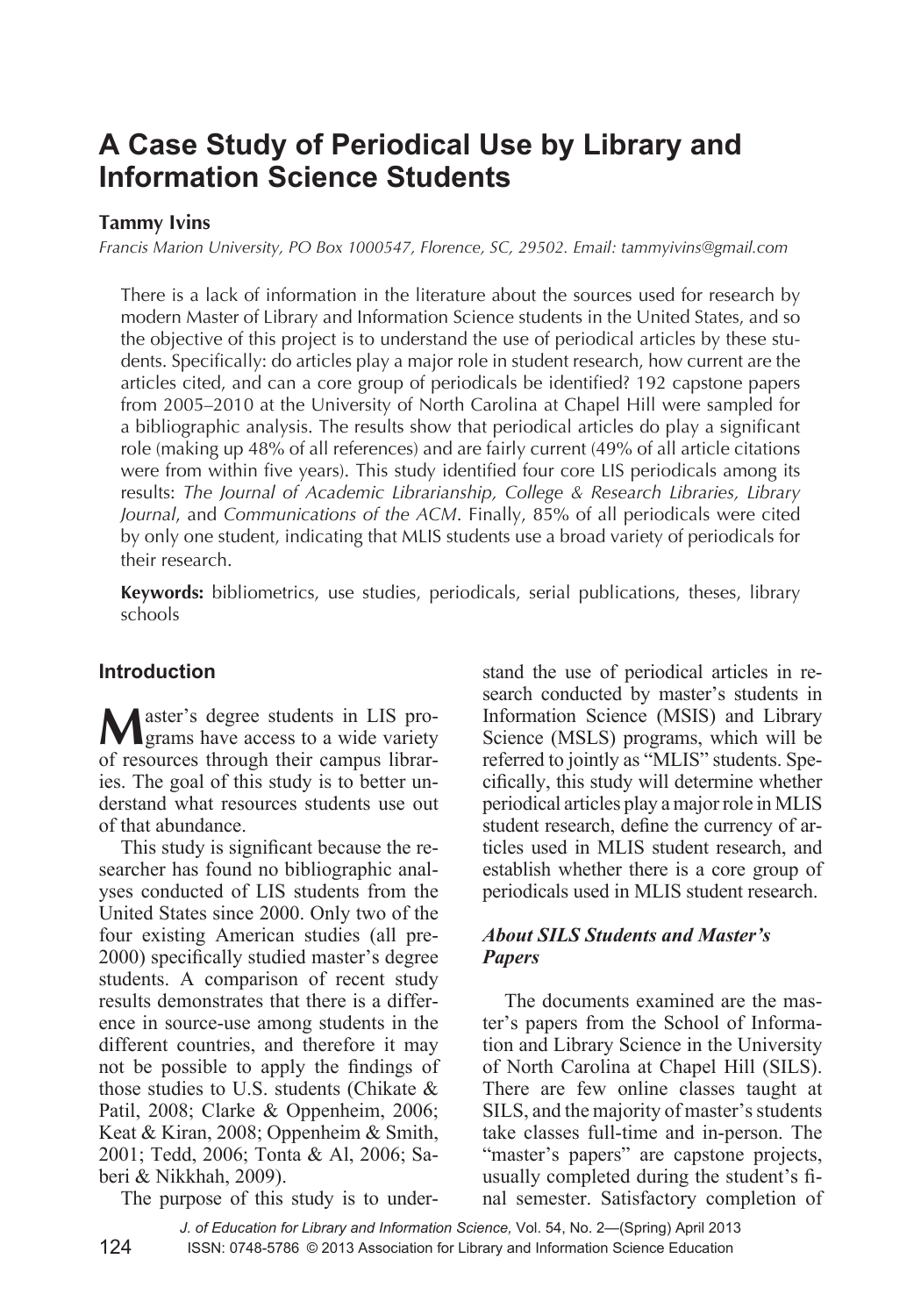# A Case Study of Periodical Use by Library and Information Science Students

**Tammy Ivins**

*Francis Marion University, PO Box 1000547, Florence, SC, 29502. Email: tammyivins@gmail.com*

There is a lack of information in the literature about the sources used for research by modern Master of Library and Information Science students in the United States, and so the objective of this project is to understand the use of periodical articles by these students. Specifically: do articles play a major role in student research, how current are the articles cited, and can a core group of periodicals be identified? 192 capstone papers from 2005–2010 at the University of North Carolina at Chapel Hill were sampled for a bibliographic analysis. The results show that periodical articles do play a significant role (making up 48% of all references) and are fairly current (49% of all article citations were from within five years). This study identified four core LIS periodicals among its results: *The Journal of Academic Librarianship, College & Research Libraries, Library Journal*, and *Communications of the ACM*. Finally, 85% of all periodicals were cited by only one student, indicating that MLIS students use a broad variety of periodicals for their research.

**Keywords:** bibliometrics, use studies, periodicals, serial publications, theses, library schools

## Introduction

Master's degree students in LIS programs have access to a wide variety of resources through their campus libraries. The goal of this study is to better understand what resources students use out of that abundance.

This study is significant because the researcher has found no bibliographic analyses conducted of LIS students from the United States since 2000. Only two of the four existing American studies (all pre-2000) specifically studied master's degree students. A comparison of recent study results demonstrates that there is a difference in source-use among students in the different countries, and therefore it may not be possible to apply the findings of those studies to U.S. students (Chikate & Patil, 2008; Clarke & Oppenheim, 2006; Keat & Kiran, 2008; Oppenheim & Smith, 2001; Tedd, 2006; Tonta & Al, 2006; Saberi & Nikkhah, 2009).

The purpose of this study is to understand the use of periodical articles in research conducted by master's students in Information Science (MSIS) and Library Science (MSLS) programs, which will be referred to jointly as "MLIS" students. Specifically, this study will determine whether periodical articles play a major role in MLIS student research, define the currency of articles used in MLIS student research, and establish whether there is a core group of periodicals used in MLIS student research.

### *About SILS Students and Master's Papers*

The documents examined are the master's papers from the School of Information and Library Science in the University of North Carolina at Chapel Hill (SILS). There are few online classes taught at SILS, and the majority of master's students take classes full-time and in-person. The "master's papers" are capstone projects, usually completed during the student's final semester. Satisfactory completion of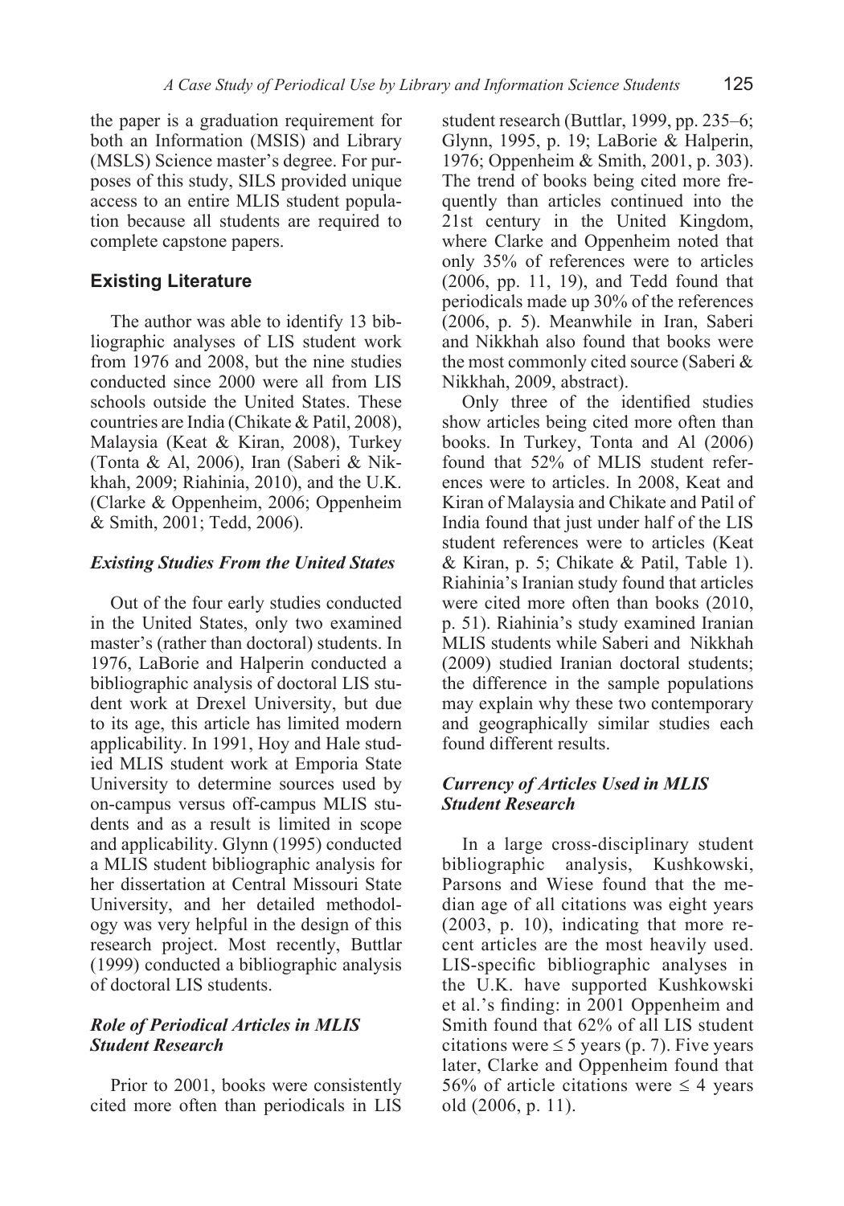the paper is a graduation requirement for both an Information (MSIS) and Library (MSLS) Science master's degree. For purposes of this study, SILS provided unique access to an entire MLIS student population because all students are required to complete capstone papers.

## Existing Literature

The author was able to identify 13 bibliographic analyses of LIS student work from 1976 and 2008, but the nine studies conducted since 2000 were all from LIS schools outside the United States. These countries are India (Chikate & Patil, 2008), Malaysia (Keat & Kiran, 2008), Turkey (Tonta & Al, 2006), Iran (Saberi & Nikkhah, 2009; Riahinia, 2010), and the U.K. (Clarke & Oppenheim, 2006; Oppenheim & Smith, 2001; Tedd, 2006).

### *Existing Studies From the United States*

Out of the four early studies conducted in the United States, only two examined master's (rather than doctoral) students. In 1976, LaBorie and Halperin conducted a bibliographic analysis of doctoral LIS student work at Drexel University, but due to its age, this article has limited modern applicability. In 1991, Hoy and Hale studied MLIS student work at Emporia State University to determine sources used by on-campus versus off-campus MLIS students and as a result is limited in scope and applicability. Glynn (1995) conducted a MLIS student bibliographic analysis for her dissertation at Central Missouri State University, and her detailed methodology was very helpful in the design of this research project. Most recently, Buttlar (1999) conducted a bibliographic analysis of doctoral LIS students.

### *Role of Periodical Articles in MLIS Student Research*

Prior to 2001, books were consistently cited more often than periodicals in LIS student research (Buttlar, 1999, pp. 235–6; Glynn, 1995, p. 19; LaBorie & Halperin, 1976; Oppenheim & Smith, 2001, p. 303). The trend of books being cited more frequently than articles continued into the 21st century in the United Kingdom, where Clarke and Oppenheim noted that only 35% of references were to articles (2006, pp. 11, 19), and Tedd found that periodicals made up 30% of the references (2006, p. 5). Meanwhile in Iran, Saberi and Nikkhah also found that books were the most commonly cited source (Saberi & Nikkhah, 2009, abstract).

Only three of the identified studies show articles being cited more often than books. In Turkey, Tonta and Al (2006) found that 52% of MLIS student references were to articles. In 2008, Keat and Kiran of Malaysia and Chikate and Patil of India found that just under half of the LIS student references were to articles (Keat & Kiran, p. 5; Chikate & Patil, Table 1). Riahinia's Iranian study found that articles were cited more often than books (2010, p. 51). Riahinia's study examined Iranian MLIS students while Saberi and Nikkhah (2009) studied Iranian doctoral students; the difference in the sample populations may explain why these two contemporary and geographically similar studies each found different results.

### *Currency of Articles Used in MLIS Student Research*

In a large cross-disciplinary student bibliographic analysis, Kushkowski, Parsons and Wiese found that the median age of all citations was eight years (2003, p. 10), indicating that more recent articles are the most heavily used. LIS-specific bibliographic analyses in the U.K. have supported Kushkowski et al.'s finding: in 2001 Oppenheim and Smith found that 62% of all LIS student citations were $\leq 5$ years (p. 7). Five years later, Clarke and Oppenheim found that 56% of article citations were $\leq 4$ years old (2006, p. 11).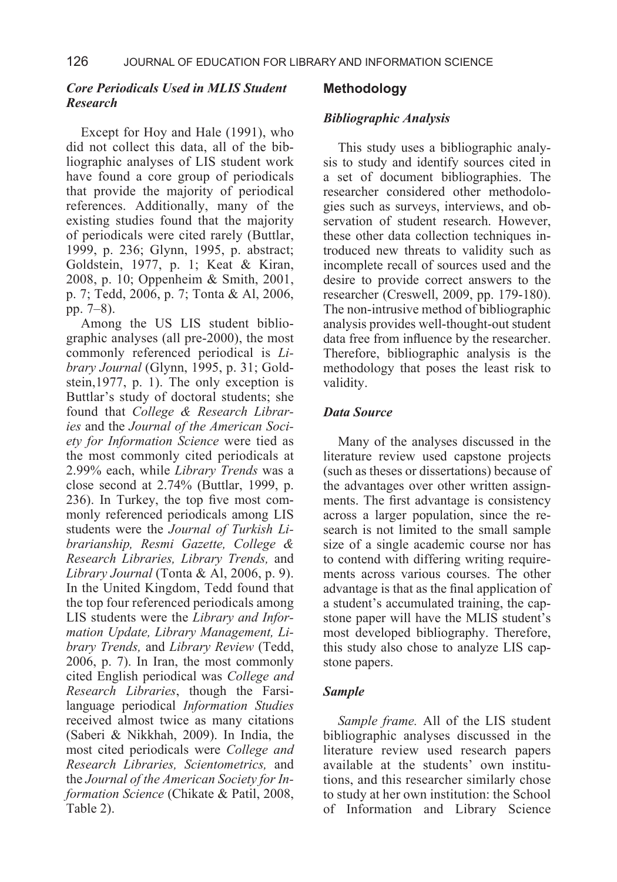### *Core Periodicals Used in MLIS Student Research*

Except for Hoy and Hale (1991), who did not collect this data, all of the bibliographic analyses of LIS student work have found a core group of periodicals that provide the majority of periodical references. Additionally, many of the existing studies found that the majority of periodicals were cited rarely (Buttlar, 1999, p. 236; Glynn, 1995, p. abstract; Goldstein, 1977, p. 1; Keat & Kiran, 2008, p. 10; Oppenheim & Smith, 2001, p. 7; Tedd, 2006, p. 7; Tonta & Al, 2006, pp. 7–8).

Among the US LIS student bibliographic analyses (all pre-2000), the most commonly referenced periodical is *Library Journal* (Glynn, 1995, p. 31; Goldstein,1977, p. 1). The only exception is Buttlar's study of doctoral students; she found that *College & Research Libraries* and the *Journal of the American Society for Information Science* were tied as the most commonly cited periodicals at 2.99% each, while *Library Trends* was a close second at 2.74% (Buttlar, 1999, p. 236). In Turkey, the top five most commonly referenced periodicals among LIS students were the *Journal of Turkish Librarianship, Resmi Gazette, College & Research Libraries, Library Trends,* and *Library Journal* (Tonta & Al, 2006, p. 9). In the United Kingdom, Tedd found that the top four referenced periodicals among LIS students were the *Library and Information Update, Library Management, Library Trends,* and *Library Review* (Tedd, 2006, p. 7). In Iran, the most commonly cited English periodical was *College and Research Libraries*, though the Farsi-language periodical *Information Studies* received almost twice as many citations (Saberi & Nikkhah, 2009). In India, the most cited periodicals were *College and Research Libraries, Scientometrics,* and the *Journal of the American Society for Information Science* (Chikate & Patil, 2008, Table 2).

## Methodology

### *Bibliographic Analysis*

This study uses a bibliographic analysis to study and identify sources cited in a set of document bibliographies. The researcher considered other methodologies such as surveys, interviews, and observation of student research. However, these other data collection techniques introduced new threats to validity such as incomplete recall of sources used and the desire to provide correct answers to the researcher (Creswell, 2009, pp. 179-180). The non-intrusive method of bibliographic analysis provides well-thought-out student data free from influence by the researcher. Therefore, bibliographic analysis is the methodology that poses the least risk to validity.

### *Data Source*

Many of the analyses discussed in the literature review used capstone projects (such as theses or dissertations) because of the advantages over other written assignments. The first advantage is consistency across a larger population, since the research is not limited to the small sample size of a single academic course nor has to contend with differing writing requirements across various courses. The other advantage is that as the final application of a student's accumulated training, the capstone paper will have the MLIS student's most developed bibliography. Therefore, this study also chose to analyze LIS capstone papers.

### *Sample*

*Sample frame.* All of the LIS student bibliographic analyses discussed in the literature review used research papers available at the students' own institutions, and this researcher similarly chose to study at her own institution: the School of Information and Library Science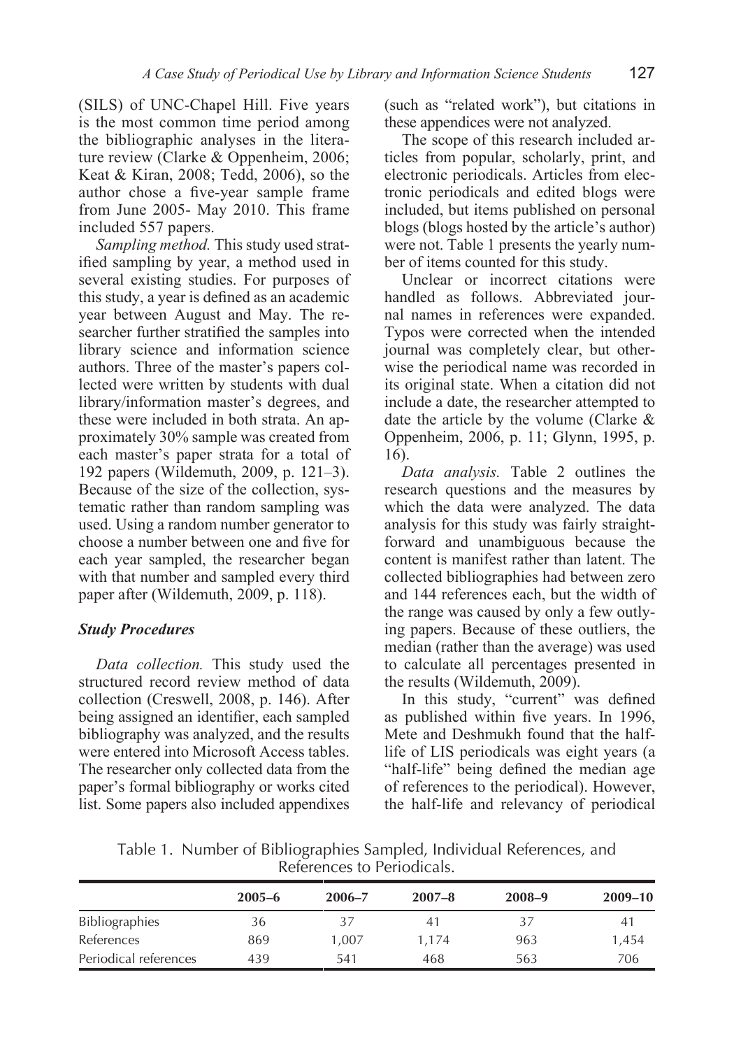(SILS) of UNC-Chapel Hill. Five years is the most common time period among the bibliographic analyses in the literature review (Clarke & Oppenheim, 2006; Keat & Kiran, 2008; Tedd, 2006), so the author chose a five-year sample frame from June 2005- May 2010. This frame included 557 papers.

*Sampling method.* This study used stratified sampling by year, a method used in several existing studies. For purposes of this study, a year is defined as an academic year between August and May. The researcher further stratified the samples into library science and information science authors. Three of the master's papers collected were written by students with dual library/information master's degrees, and these were included in both strata. An approximately 30% sample was created from each master's paper strata for a total of 192 papers (Wildemuth, 2009, p. 121–3). Because of the size of the collection, systematic rather than random sampling was used. Using a random number generator to choose a number between one and five for each year sampled, the researcher began with that number and sampled every third paper after (Wildemuth, 2009, p. 118).

### *Study Procedures*

*Data collection.* This study used the structured record review method of data collection (Creswell, 2008, p. 146). After being assigned an identifier, each sampled bibliography was analyzed, and the results were entered into Microsoft Access tables. The researcher only collected data from the paper's formal bibliography or works cited list. Some papers also included appendixes (such as "related work"), but citations in these appendices were not analyzed.

The scope of this research included articles from popular, scholarly, print, and electronic periodicals. Articles from electronic periodicals and edited blogs were included, but items published on personal blogs (blogs hosted by the article's author) were not. Table 1 presents the yearly number of items counted for this study.

Unclear or incorrect citations were handled as follows. Abbreviated journal names in references were expanded. Typos were corrected when the intended journal was completely clear, but otherwise the periodical name was recorded in its original state. When a citation did not include a date, the researcher attempted to date the article by the volume (Clarke & Oppenheim, 2006, p. 11; Glynn, 1995, p. 16).

*Data analysis.* Table 2 outlines the research questions and the measures by which the data were analyzed. The data analysis for this study was fairly straightforward and unambiguous because the content is manifest rather than latent. The collected bibliographies had between zero and 144 references each, but the width of the range was caused by only a few outlying papers. Because of these outliers, the median (rather than the average) was used to calculate all percentages presented in the results (Wildemuth, 2009).

In this study, "current" was defined as published within five years. In 1996, Mete and Deshmukh found that the half-life of LIS periodicals was eight years (a "half-life" being defined the median age of references to the periodical). However, the half-life and relevancy of periodical

Table 1. Number of Bibliographies Sampled, Individual References, and References to Periodicals.

| | **2005–6** | **2006–7** | **2007–8** | **2008–9** | **2009–10** |
|---|---|---|---|---|---|
| Bibliographies | 36 | 37 | 41 | 37 | 41 |
| References | 869 | 1,007 | 1,174 | 963 | 1,454 |
| Periodical references | 439 | 541 | 468 | 563 | 706 |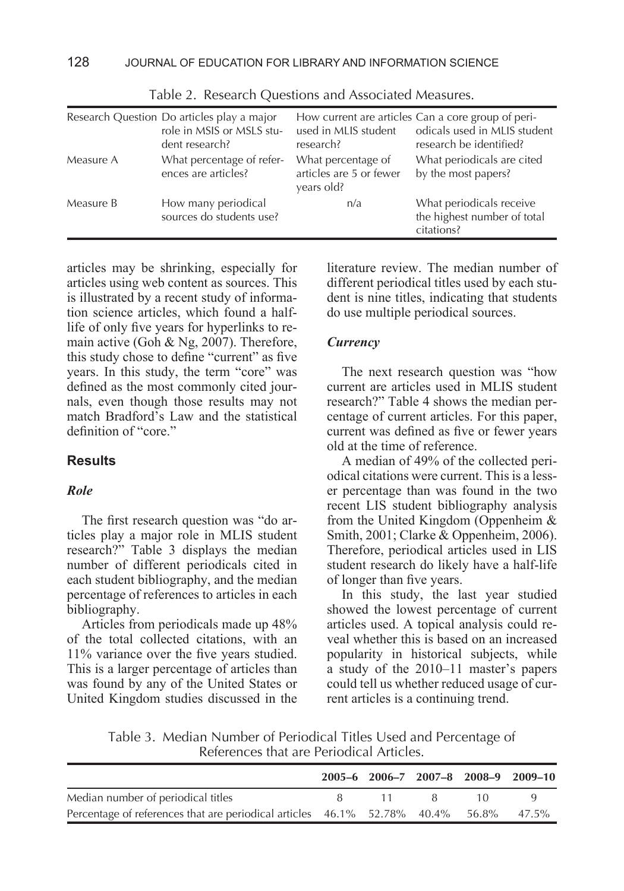Table 2. Research Questions and Associated Measures.

| Research Question | Do articles play a major role in MSIS or MSLS student research? | How current are articles used in MLIS student research? | Can a core group of periodicals used in MLIS student research be identified? |
|---|---|---|---|
| Measure A | What percentage of references are articles? | What percentage of articles are 5 or fewer years old? | What periodicals are cited by the most papers? |
| Measure B | How many periodical sources do students use? | n/a | What periodicals receive the highest number of total citations? |

articles may be shrinking, especially for articles using web content as sources. This is illustrated by a recent study of information science articles, which found a half-life of only five years for hyperlinks to remain active (Goh & Ng, 2007). Therefore, this study chose to define "current" as five years. In this study, the term "core" was defined as the most commonly cited journals, even though those results may not match Bradford's Law and the statistical definition of "core."

## Results

### *Role*

The first research question was "do articles play a major role in MLIS student research?" Table 3 displays the median number of different periodicals cited in each student bibliography, and the median percentage of references to articles in each bibliography.

Articles from periodicals made up 48% of the total collected citations, with an 11% variance over the five years studied. This is a larger percentage of articles than was found by any of the United States or United Kingdom studies discussed in the literature review. The median number of different periodical titles used by each student is nine titles, indicating that students do use multiple periodical sources.

### *Currency*

The next research question was "how current are articles used in MLIS student research?" Table 4 shows the median percentage of current articles. For this paper, current was defined as five or fewer years old at the time of reference.

A median of 49% of the collected periodical citations were current. This is a lesser percentage than was found in the two recent LIS student bibliography analysis from the United Kingdom (Oppenheim & Smith, 2001; Clarke & Oppenheim, 2006). Therefore, periodical articles used in LIS student research do likely have a half-life of longer than five years.

In this study, the last year studied showed the lowest percentage of current articles used. A topical analysis could reveal whether this is based on an increased popularity in historical subjects, while a study of the 2010–11 master's papers could tell us whether reduced usage of current articles is a continuing trend.

Table 3. Median Number of Periodical Titles Used and Percentage of References that are Periodical Articles.

| | 2005–6 | 2006–7 | 2007–8 | 2008–9 | 2009–10 |
|---|---|---|---|---|---|
| Median number of periodical titles | 8 | 11 | 8 | 10 | 9 |
| Percentage of references that are periodical articles | 46.1% | 52.78% | 40.4% | 56.8% | 47.5% |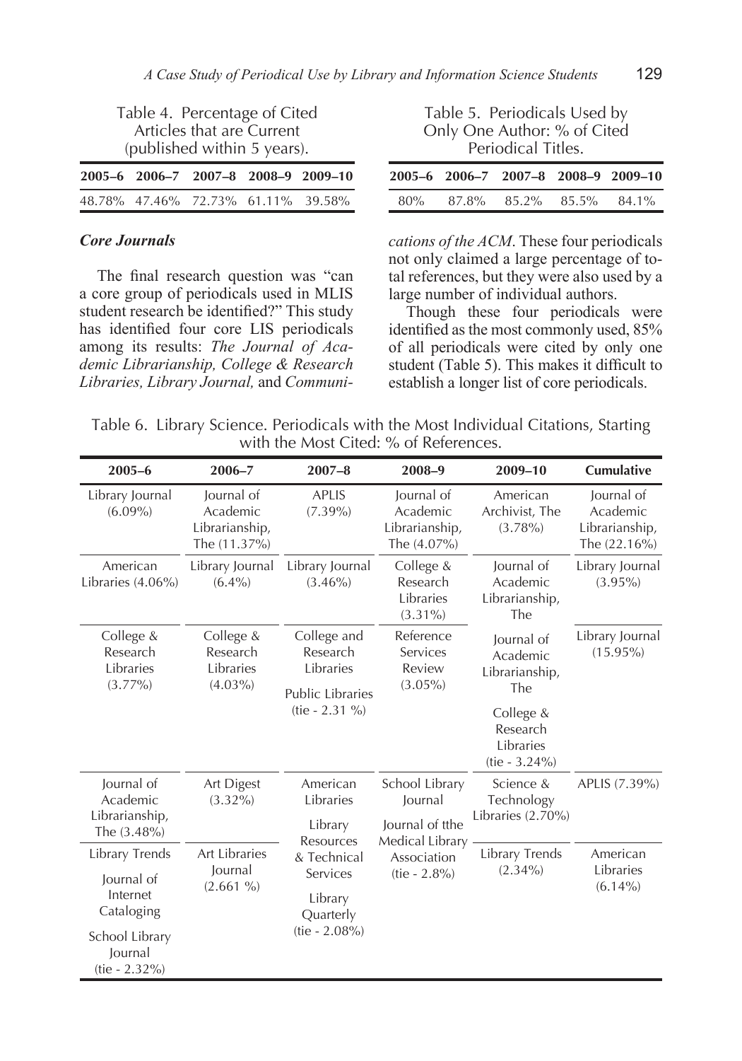Table 4. Percentage of Cited Articles that are Current (published within 5 years).

| 2005–6 | 2006–7 | 2007–8 | 2008–9 | 2009–10 |
|---|---|---|---|---|
| 48.78% | 47.46% | 72.73% | 61.11% | 39.58% |

Table 5. Periodicals Used by Only One Author: % of Cited Periodical Titles.

| 2005–6 | 2006–7 | 2007–8 | 2008–9 | 2009–10 |
|---|---|---|---|---|
| 80% | 87.8% | 85.2% | 85.5% | 84.1% |

### *Core Journals*

The final research question was "can a core group of periodicals used in MLIS student research be identified?" This study has identified four core LIS periodicals among its results: *The Journal of Academic Librarianship, College & Research Libraries, Library Journal,* and *Communications of the ACM*. These four periodicals not only claimed a large percentage of total references, but they were also used by a large number of individual authors.

Though these four periodicals were identified as the most commonly used, 85% of all periodicals were cited by only one student (Table 5). This makes it difficult to establish a longer list of core periodicals.

Table 6. Library Science. Periodicals with the Most Individual Citations, Starting with the Most Cited: % of References.

| 2005–6 | 2006–7 | 2007–8 | 2008–9 | 2009–10 | Cumulative |
|---|---|---|---|---|---|
| Library Journal (6.09%) | Journal of Academic Librarianship, The (11.37%) | APLIS (7.39%) | Journal of Academic Librarianship, The (4.07%) | American Archivist, The (3.78%) | Journal of Academic Librarianship, The (22.16%) |
| American Libraries (4.06%) | Library Journal (6.4%) | Library Journal (3.46%) | College & Research Libraries (3.31%) | Journal of Academic Librarianship, The | Library Journal (3.95%) |
| College & Research Libraries (3.77%) | College & Research Libraries (4.03%) | College and Research Libraries<br>Public Libraries<br>(tie - 2.31 %) | Reference Services Review (3.05%) | Journal of Academic Librarianship, The<br>College & Research Libraries<br>(tie - 3.24%) | Library Journal (15.95%) |
| Journal of Academic Librarianship, The (3.48%) | Art Digest (3.32%) | American Libraries<br>Library Resources & Technical Services<br>Library Quarterly<br>(tie - 2.08%) | School Library Journal<br>Journal of tthe Medical Library Association<br>(tie - 2.8%) | Science & Technology Libraries (2.70%) | APLIS (7.39%) |
| Library Trends<br>Journal of Internet Cataloging<br>School Library Journal<br>(tie - 2.32%) | Art Libraries Journal (2.661 %) | | | Library Trends (2.34%) | American Libraries (6.14%) |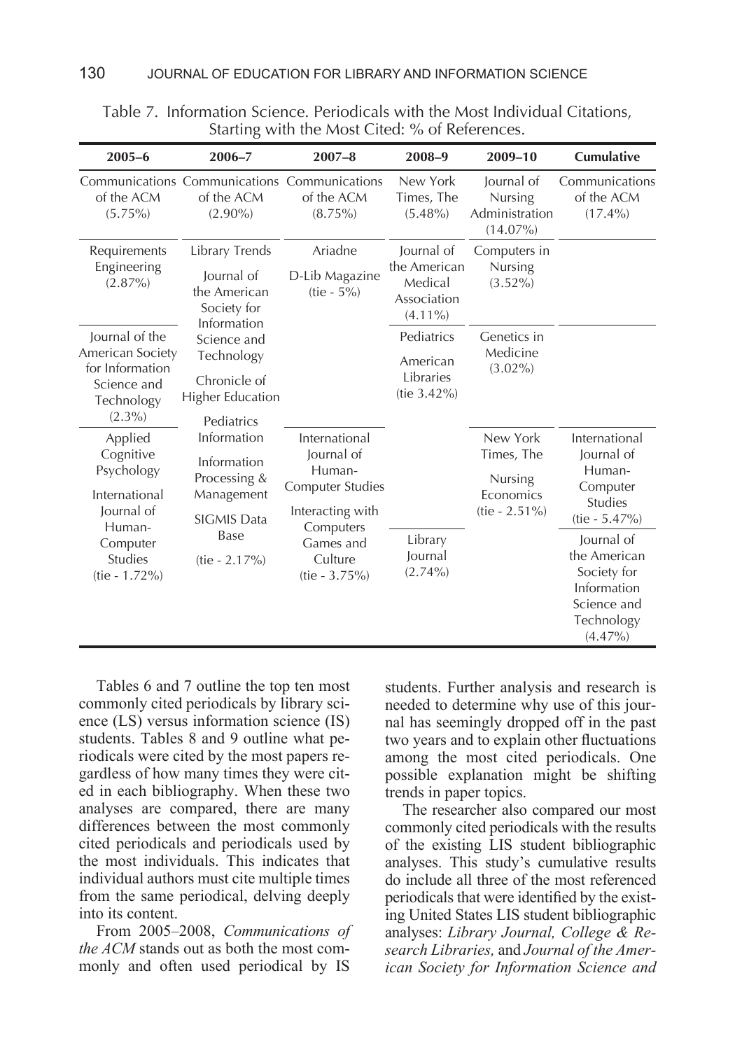Table 7. Information Science. Periodicals with the Most Individual Citations, Starting with the Most Cited: % of References.

| 2005–6 | 2006–7 | 2007–8 | 2008–9 | 2009–10 | Cumulative |
|---|---|---|---|---|---|
| Communications of the ACM (5.75%) | Communications of the ACM (2.90%) | Communications of the ACM (8.75%) | New York Times, The (5.48%) | Journal of Nursing Administration (14.07%) | Communications of the ACM (17.4%) |
| Requirements Engineering (2.87%) | Library Trends<br><br>Journal of the American Society for Information Science and Technology<br><br>Chronicle of Higher Education<br><br>Pediatrics Information<br><br>Information Processing & Management<br><br>SIGMIS Data Base<br><br>(tie - 2.17%) | Ariadne<br><br>D-Lib Magazine<br>(tie - 5%) | Journal of the American Medical Association (4.11%) | Computers in Nursing (3.52%) | |
| Journal of the American Society for Information Science and Technology (2.3%) | | | Pediatrics<br><br>American Libraries<br>(tie 3.42%) | Genetics in Medicine (3.02%) | |
| Applied Cognitive Psychology<br><br>International Journal of Human-Computer Studies<br>(tie - 1.72%) | | International Journal of Human-Computer Studies<br><br>Interacting with Computers<br><br>Games and Culture<br>(tie - 3.75%) | Library Journal (2.74%) | New York Times, The<br><br>Nursing Economics<br>(tie - 2.51%) | International Journal of Human-Computer Studies<br>(tie - 5.47%)<br><br>Journal of the American Society for Information Science and Technology (4.47%) |

Tables 6 and 7 outline the top ten most commonly cited periodicals by library science (LS) versus information science (IS) students. Tables 8 and 9 outline what periodicals were cited by the most papers regardless of how many times they were cited in each bibliography. When these two analyses are compared, there are many differences between the most commonly cited periodicals and periodicals used by the most individuals. This indicates that individual authors must cite multiple times from the same periodical, delving deeply into its content.

From 2005–2008, *Communications of the ACM* stands out as both the most commonly and often used periodical by IS students. Further analysis and research is needed to determine why use of this journal has seemingly dropped off in the past two years and to explain other fluctuations among the most cited periodicals. One possible explanation might be shifting trends in paper topics.

The researcher also compared our most commonly cited periodicals with the results of the existing LIS student bibliographic analyses. This study's cumulative results do include all three of the most referenced periodicals that were identified by the existing United States LIS student bibliographic analyses: *Library Journal, College & Research Libraries,* and *Journal of the American Society for Information Science and*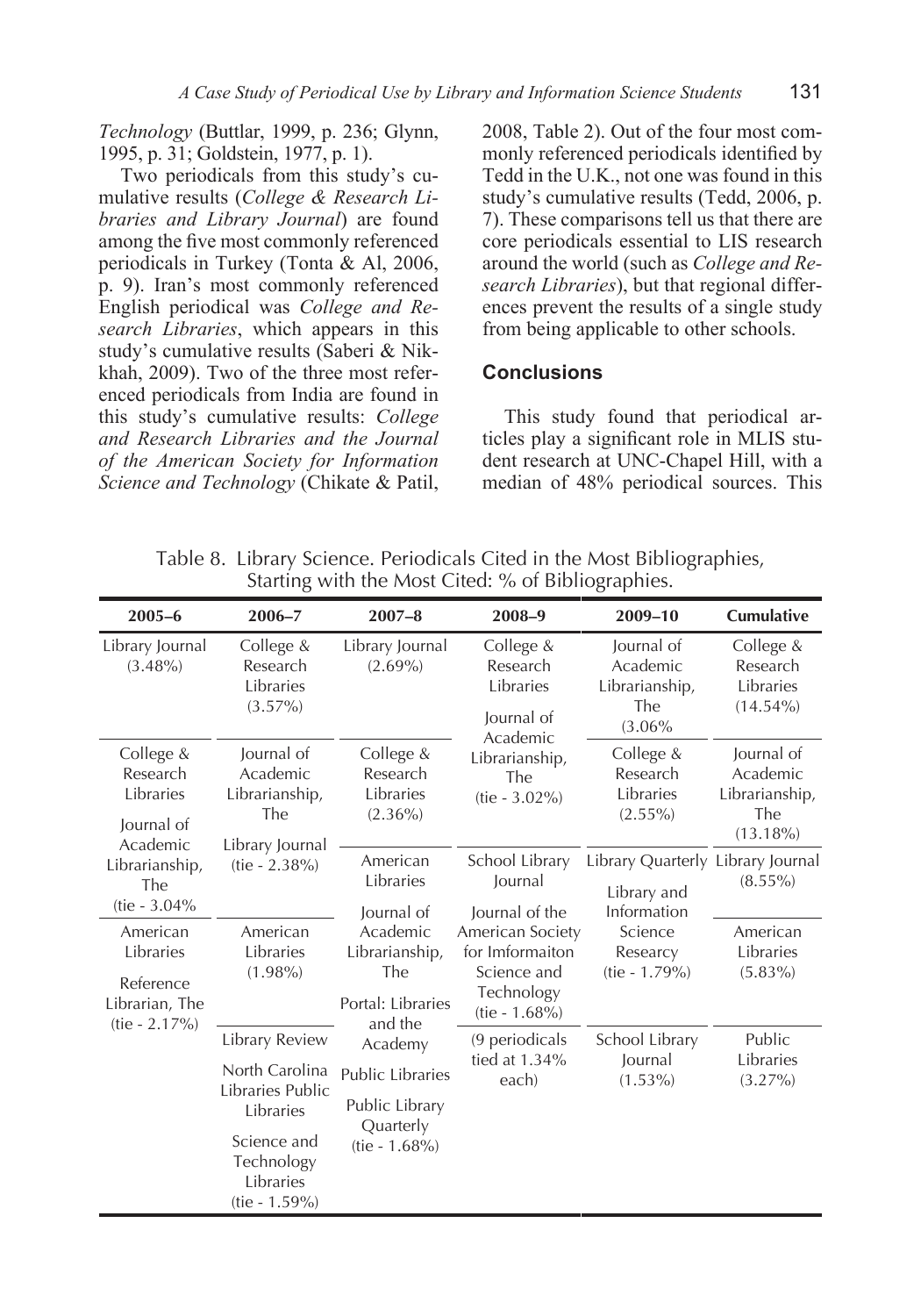*Technology* (Buttlar, 1999, p. 236; Glynn, 1995, p. 31; Goldstein, 1977, p. 1).

Two periodicals from this study's cumulative results (*College & Research Libraries and Library Journal*) are found among the five most commonly referenced periodicals in Turkey (Tonta & Al, 2006, p. 9). Iran's most commonly referenced English periodical was *College and Research Libraries*, which appears in this study's cumulative results (Saberi & Nikkhah, 2009). Two of the three most referenced periodicals from India are found in this study's cumulative results: *College and Research Libraries and the Journal of the American Society for Information Science and Technology* (Chikate & Patil, 2008, Table 2). Out of the four most commonly referenced periodicals identified by Tedd in the U.K., not one was found in this study's cumulative results (Tedd, 2006, p. 7). These comparisons tell us that there are core periodicals essential to LIS research around the world (such as *College and Research Libraries*), but that regional differences prevent the results of a single study from being applicable to other schools.

### Conclusions

This study found that periodical articles play a significant role in MLIS student research at UNC-Chapel Hill, with a median of 48% periodical sources. This

Table 8. Library Science. Periodicals Cited in the Most Bibliographies, Starting with the Most Cited: % of Bibliographies.

| 2005–6 | 2006–7 | 2007–8 | 2008–9 | 2009–10 | Cumulative |
|---|---|---|---|---|---|
| Library Journal (3.48%) | College & Research Libraries (3.57%) | Library Journal (2.69%) | College & Research Libraries<br>Journal of Academic Librarianship, The (tie - 3.02%) | Journal of Academic Librarianship, The (3.06% | College & Research Libraries (14.54%) |
| College & Research Libraries<br>Journal of Academic Librarianship, The (tie - 3.04% | Journal of Academic Librarianship, The<br>Library Journal (tie - 2.38%) | College & Research Libraries (2.36%) | | College & Research Libraries (2.55%) | Journal of Academic Librarianship, The (13.18%) |
| | | American Libraries<br>Journal of Academic Librarianship, The<br>Portal: Libraries and the Academy<br>Public Libraries<br>Public Library Quarterly (tie - 1.68%) | School Library Journal<br>Journal of the American Society for Imformaiton Science and Technology (tie - 1.68%) | Library Quarterly<br>Library and Information Science Researcy (tie - 1.79%) | Library Journal (8.55%) |
| American Libraries<br>Reference Librarian, The (tie - 2.17%) | American Libraries (1.98%) | | | | American Libraries (5.83%) |
| | Library Review<br>North Carolina Libraries Public Libraries<br>Science and Technology Libraries (tie - 1.59%) | | (9 periodicals tied at 1.34% each) | School Library Journal (1.53%) | Public Libraries (3.27%) |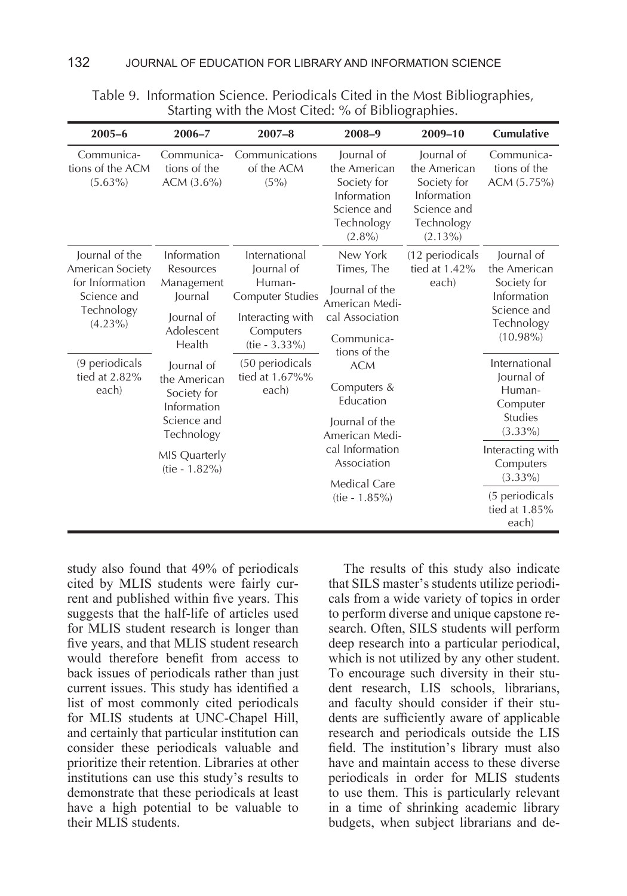Table 9. Information Science. Periodicals Cited in the Most Bibliographies, Starting with the Most Cited: % of Bibliographies.

| 2005–6 | 2006–7 | 2007–8 | 2008–9 | 2009–10 | Cumulative |
|---|---|---|---|---|---|
| Communications of the ACM (5.63%) | Communications of the ACM (3.6%) | Communications of the ACM (5%) | Journal of the American Society for Information Science and Technology (2.8%) | Journal of the American Society for Information Science and Technology (2.13%) | Communications of the ACM (5.75%) |
| Journal of the American Society for Information Science and Technology (4.23%) | Information Resources Management Journal<br>Journal of Adolescent Health<br>Journal of the American Society for Information Science and Technology<br>MIS Quarterly<br>(tie - 1.82%) | International Journal of Human-Computer Studies<br>Interacting with Computers<br>(tie - 3.33%) | New York Times, The<br>Journal of the American Medical Association<br>Communications of the ACM<br>Computers & Education<br>Journal of the American Medical Information Association<br>Medical Care<br>(tie - 1.85%) | (12 periodicals tied at 1.42% each) | Journal of the American Society for Information Science and Technology (10.98%) |
| (9 periodicals tied at 2.82% each) | | (50 periodicals tied at 1.67%% each) | | | International Journal of Human-Computer Studies (3.33%) |
| | | | | | Interacting with Computers (3.33%) |
| | | | | | (5 periodicals tied at 1.85% each) |

study also found that 49% of periodicals cited by MLIS students were fairly current and published within five years. This suggests that the half-life of articles used for MLIS student research is longer than five years, and that MLIS student research would therefore benefit from access to back issues of periodicals rather than just current issues. This study has identified a list of most commonly cited periodicals for MLIS students at UNC-Chapel Hill, and certainly that particular institution can consider these periodicals valuable and prioritize their retention. Libraries at other institutions can use this study's results to demonstrate that these periodicals at least have a high potential to be valuable to their MLIS students.

The results of this study also indicate that SILS master's students utilize periodicals from a wide variety of topics in order to perform diverse and unique capstone research. Often, SILS students will perform deep research into a particular periodical, which is not utilized by any other student. To encourage such diversity in their student research, LIS schools, librarians, and faculty should consider if their students are sufficiently aware of applicable research and periodicals outside the LIS field. The institution's library must also have and maintain access to these diverse periodicals in order for MLIS students to use them. This is particularly relevant in a time of shrinking academic library budgets, when subject librarians and de-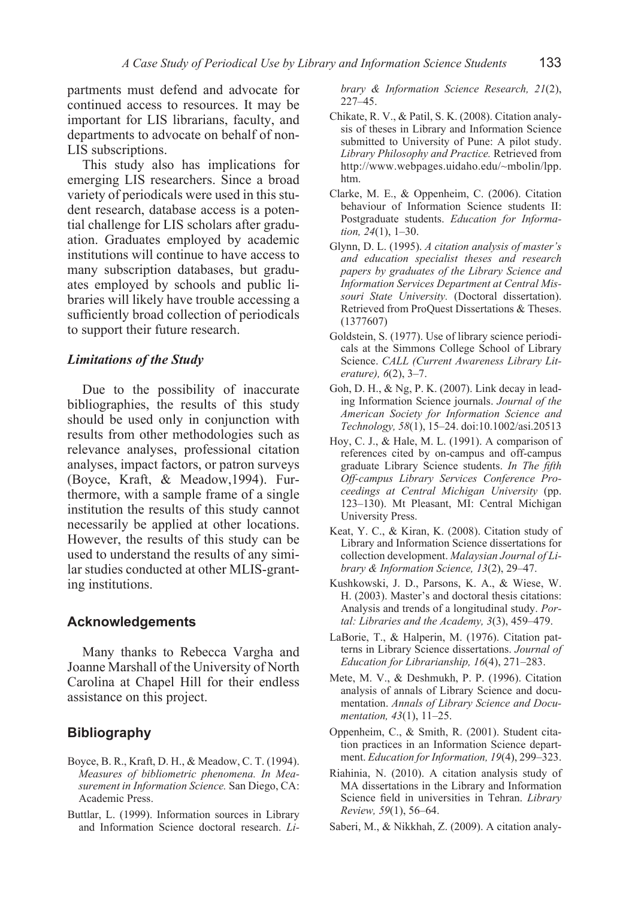partments must defend and advocate for continued access to resources. It may be important for LIS librarians, faculty, and departments to advocate on behalf of non-LIS subscriptions.

This study also has implications for emerging LIS researchers. Since a broad variety of periodicals were used in this student research, database access is a potential challenge for LIS scholars after graduation. Graduates employed by academic institutions will continue to have access to many subscription databases, but graduates employed by schools and public libraries will likely have trouble accessing a sufficiently broad collection of periodicals to support their future research.

### *Limitations of the Study*

Due to the possibility of inaccurate bibliographies, the results of this study should be used only in conjunction with results from other methodologies such as relevance analyses, professional citation analyses, impact factors, or patron surveys (Boyce, Kraft, & Meadow,1994). Furthermore, with a sample frame of a single institution the results of this study cannot necessarily be applied at other locations. However, the results of this study can be used to understand the results of any similar studies conducted at other MLIS-granting institutions.

## Acknowledgements

Many thanks to Rebecca Vargha and Joanne Marshall of the University of North Carolina at Chapel Hill for their endless assistance on this project.

## Bibliography

Boyce, B. R., Kraft, D. H., & Meadow, C. T. (1994). *Measures of bibliometric phenomena. In Measurement in Information Science.* San Diego, CA: Academic Press.

Buttlar, L. (1999). Information sources in Library and Information Science doctoral research. *Library & Information Science Research, 21*(2), 227–45.

Chikate, R. V., & Patil, S. K. (2008). Citation analysis of theses in Library and Information Science submitted to University of Pune: A pilot study. *Library Philosophy and Practice.* Retrieved from http://www.webpages.uidaho.edu/~mbolin/lpp.htm.

Clarke, M. E., & Oppenheim, C. (2006). Citation behaviour of Information Science students II: Postgraduate students. *Education for Information, 24*(1), 1–30.

Glynn, D. L. (1995). *A citation analysis of master's and education specialist theses and research papers by graduates of the Library Science and Information Services Department at Central Missouri State University.* (Doctoral dissertation). Retrieved from ProQuest Dissertations & Theses. (1377607)

Goldstein, S. (1977). Use of library science periodicals at the Simmons College School of Library Science. *CALL (Current Awareness Library Literature), 6*(2), 3–7.

Goh, D. H., & Ng, P. K. (2007). Link decay in leading Information Science journals. *Journal of the American Society for Information Science and Technology, 58*(1), 15–24. doi:10.1002/asi.20513

Hoy, C. J., & Hale, M. L. (1991). A comparison of references cited by on-campus and off-campus graduate Library Science students. *In The fifth Off-campus Library Services Conference Proceedings at Central Michigan University* (pp. 123–130). Mt Pleasant, MI: Central Michigan University Press.

Keat, Y. C., & Kiran, K. (2008). Citation study of Library and Information Science dissertations for collection development. *Malaysian Journal of Library & Information Science, 13*(2), 29–47.

Kushkowski, J. D., Parsons, K. A., & Wiese, W. H. (2003). Master's and doctoral thesis citations: Analysis and trends of a longitudinal study. *Portal: Libraries and the Academy, 3*(3), 459–479.

LaBorie, T., & Halperin, M. (1976). Citation patterns in Library Science dissertations. *Journal of Education for Librarianship, 16*(4), 271–283.

Mete, M. V., & Deshmukh, P. P. (1996). Citation analysis of annals of Library Science and documentation. *Annals of Library Science and Documentation, 43*(1), 11–25.

Oppenheim, C., & Smith, R. (2001). Student citation practices in an Information Science department. *Education for Information, 19*(4), 299–323.

Riahinia, N. (2010). A citation analysis study of MA dissertations in the Library and Information Science field in universities in Tehran. *Library Review, 59*(1), 56–64.

Saberi, M., & Nikkhah, Z. (2009). A citation analy-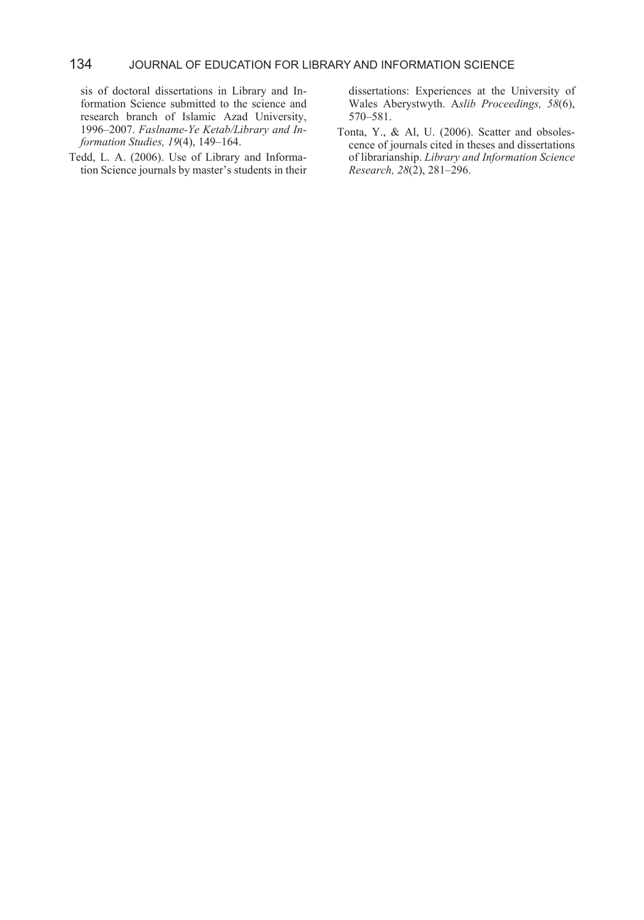sis of doctoral dissertations in Library and Information Science submitted to the science and research branch of Islamic Azad University, 1996–2007. *Faslname-Ye Ketab/Library and Information Studies, 19*(4), 149–164.

Tedd, L. A. (2006). Use of Library and Information Science journals by master's students in their dissertations: Experiences at the University of Wales Aberystwyth. A*slib Proceedings, 58*(6), 570–581.

Tonta, Y., & Al, U. (2006). Scatter and obsolescence of journals cited in theses and dissertations of librarianship. *Library and Information Science Research, 28*(2), 281–296.